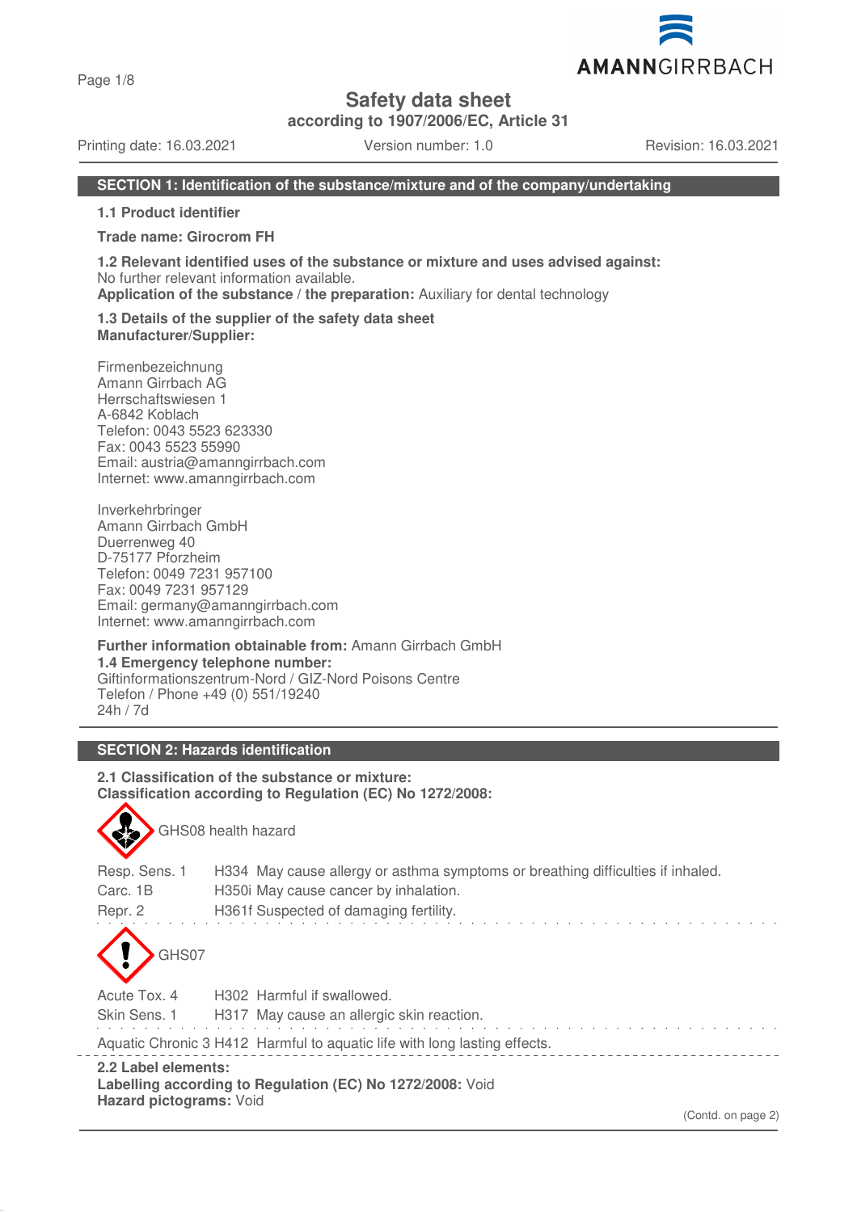# Safety data sheet

**according to 1907/2006/EC, Article 31**

Printing date: 16.03.2021 Version number: 1.0 Revision: 16.03.2021

## SECTION 1: Identification of the substance/mixture and of the company/undertaking

**1.1 Product identifier**

**Trade name: Girocrom FH**

**1.2 Relevant identified uses of the substance or mixture and uses advised against:**
No further relevant information available.
**Application of the substance / the preparation:** Auxiliary for dental technology

**1.3 Details of the supplier of the safety data sheet**
**Manufacturer/Supplier:**

Firmenbezeichnung
Amann Girrbach AG
Herrschaftswiesen 1
A-6842 Koblach
Telefon: 0043 5523 623330
Fax: 0043 5523 55990
Email: austria@amanngirrbach.com
Internet: www.amanngirrbach.com

Inverkehrbringer
Amann Girrbach GmbH
Duerrenweg 40
D-75177 Pforzheim
Telefon: 0049 7231 957100
Fax: 0049 7231 957129
Email: germany@amanngirrbach.com
Internet: www.amanngirrbach.com

**Further information obtainable from:** Amann Girrbach GmbH
**1.4 Emergency telephone number:**
Giftinformationszentrum-Nord / GIZ-Nord Poisons Centre
Telefon / Phone +49 (0) 551/19240
24h / 7d

## SECTION 2: Hazards identification

**2.1 Classification of the substance or mixture:**
**Classification according to Regulation (EC) No 1272/2008:**

GHS08 health hazard

| | |
|---|---|
| Resp. Sens. 1 | H334 May cause allergy or asthma symptoms or breathing difficulties if inhaled. |
| Carc. 1B | H350i May cause cancer by inhalation. |
| Repr. 2 | H361f Suspected of damaging fertility. |

GHS07

| | |
|---|---|
| Acute Tox. 4 | H302 Harmful if swallowed. |
| Skin Sens. 1 | H317 May cause an allergic skin reaction. |

Aquatic Chronic 3 H412 Harmful to aquatic life with long lasting effects.

**2.2 Label elements:**
**Labelling according to Regulation (EC) No 1272/2008:** Void
**Hazard pictograms:** Void

(Contd. on page 2)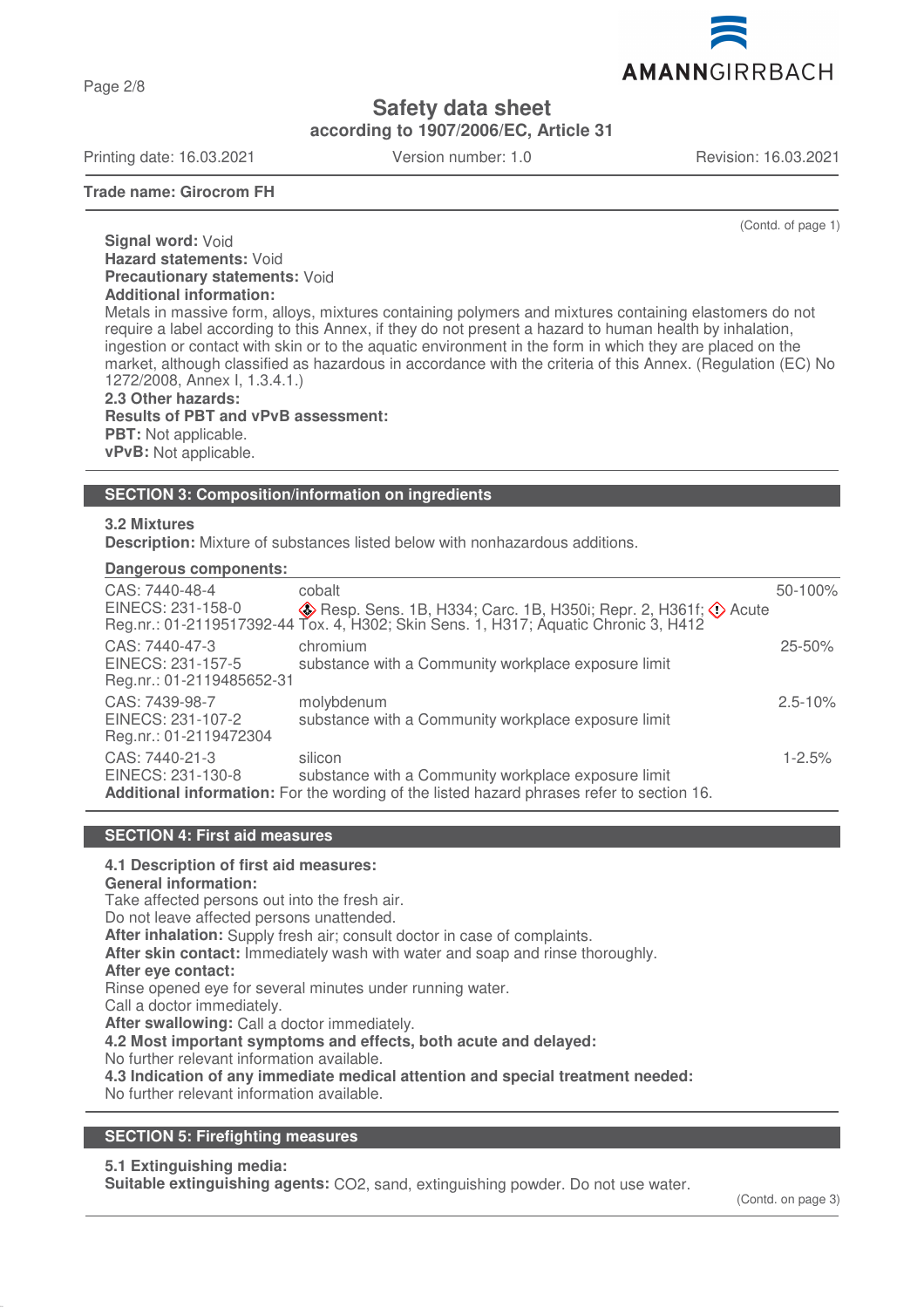Signal word: Void
**Hazard statements:** Void
**Precautionary statements:** Void
**Additional information:**
Metals in massive form, alloys, mixtures containing polymers and mixtures containing elastomers do not require a label according to this Annex, if they do not present a hazard to human health by inhalation, ingestion or contact with skin or to the aquatic environment in the form in which they are placed on the market, although classified as hazardous in accordance with the criteria of this Annex. (Regulation (EC) No 1272/2008, Annex I, 1.3.4.1.)

**2.3 Other hazards:**
**Results of PBT and vPvB assessment:**
**PBT:** Not applicable.
**vPvB:** Not applicable.

## SECTION 3: Composition/information on ingredients

**3.2 Mixtures**
**Description:** Mixture of substances listed below with nonhazardous additions.

**Dangerous components:**

| Identifiers | Substance / Classification | Concentration |
|---|---|---|
| CAS: 7440-48-4<br>EINECS: 231-158-0<br>Reg.nr.: 01-2119517392-44 | cobalt<br>Resp. Sens. 1B, H334; Carc. 1B, H350i; Repr. 2, H361f; Acute Tox. 4, H302; Skin Sens. 1, H317; Aquatic Chronic 3, H412 | 50-100% |
| CAS: 7440-47-3<br>EINECS: 231-157-5<br>Reg.nr.: 01-2119485652-31 | chromium<br>substance with a Community workplace exposure limit | 25-50% |
| CAS: 7439-98-7<br>EINECS: 231-107-2<br>Reg.nr.: 01-2119472304 | molybdenum<br>substance with a Community workplace exposure limit | 2.5-10% |
| CAS: 7440-21-3<br>EINECS: 231-130-8 | silicon<br>substance with a Community workplace exposure limit | 1-2.5% |

**Additional information:** For the wording of the listed hazard phrases refer to section 16.

## SECTION 4: First aid measures

**4.1 Description of first aid measures:**
**General information:**
Take affected persons out into the fresh air.
Do not leave affected persons unattended.
**After inhalation:** Supply fresh air; consult doctor in case of complaints.
**After skin contact:** Immediately wash with water and soap and rinse thoroughly.
**After eye contact:**
Rinse opened eye for several minutes under running water.
Call a doctor immediately.
**After swallowing:** Call a doctor immediately.
**4.2 Most important symptoms and effects, both acute and delayed:**
No further relevant information available.
**4.3 Indication of any immediate medical attention and special treatment needed:**
No further relevant information available.

## SECTION 5: Firefighting measures

**5.1 Extinguishing media:**
**Suitable extinguishing agents:** $CO_2$, sand, extinguishing powder. Do not use water.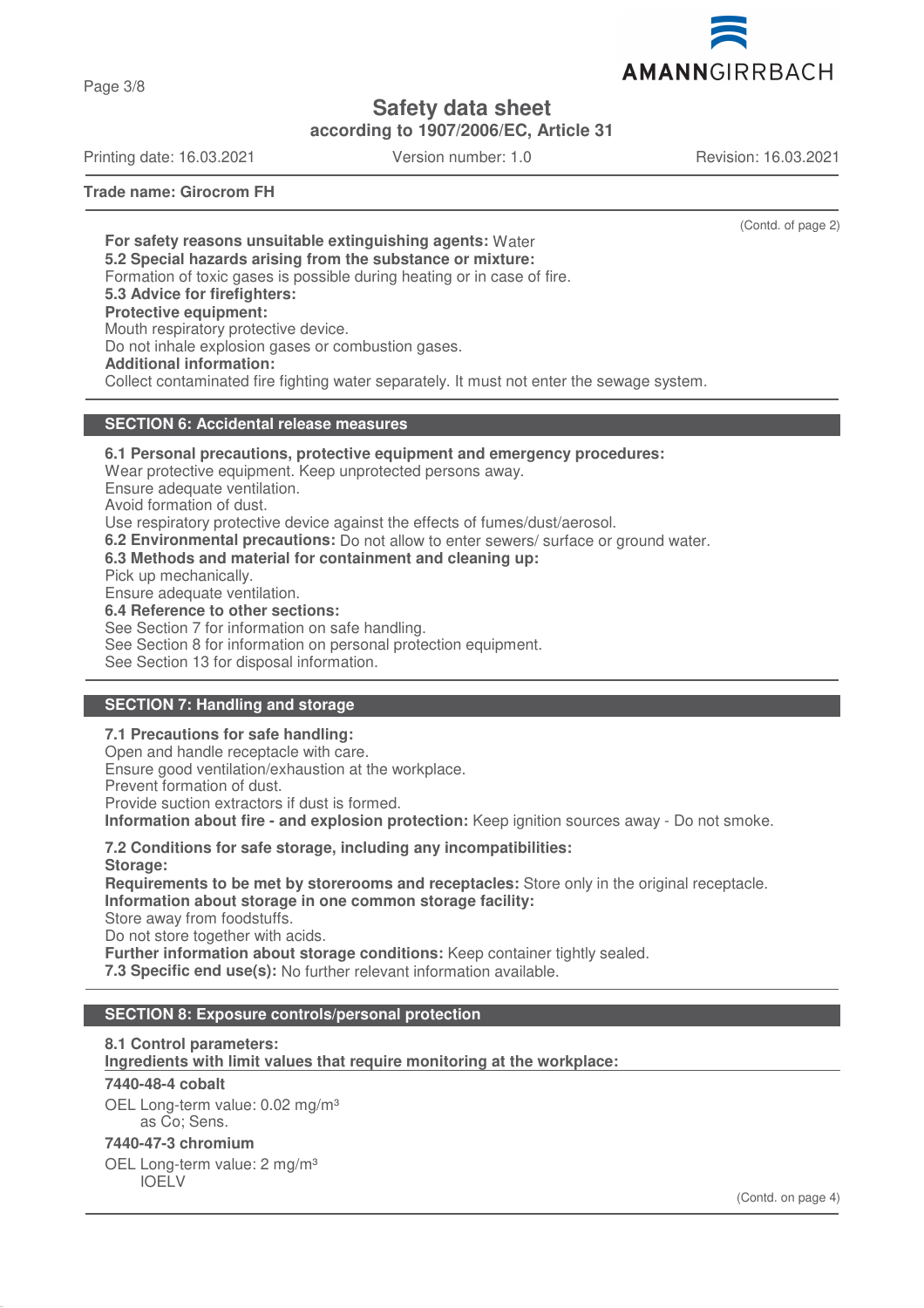**Trade name: Girocrom FH**

(Contd. of page 2)

**For safety reasons unsuitable extinguishing agents:** Water

**5.2 Special hazards arising from the substance or mixture:**
Formation of toxic gases is possible during heating or in case of fire.

**5.3 Advice for firefighters:**

**Protective equipment:**
Mouth respiratory protective device.
Do not inhale explosion gases or combustion gases.

**Additional information:**
Collect contaminated fire fighting water separately. It must not enter the sewage system.

## SECTION 6: Accidental release measures

**6.1 Personal precautions, protective equipment and emergency procedures:**
Wear protective equipment. Keep unprotected persons away.
Ensure adequate ventilation.
Avoid formation of dust.
Use respiratory protective device against the effects of fumes/dust/aerosol.

**6.2 Environmental precautions:** Do not allow to enter sewers/ surface or ground water.

**6.3 Methods and material for containment and cleaning up:**
Pick up mechanically.
Ensure adequate ventilation.

**6.4 Reference to other sections:**
See Section 7 for information on safe handling.
See Section 8 for information on personal protection equipment.
See Section 13 for disposal information.

## SECTION 7: Handling and storage

**7.1 Precautions for safe handling:**
Open and handle receptacle with care.
Ensure good ventilation/exhaustion at the workplace.
Prevent formation of dust.
Provide suction extractors if dust is formed.

**Information about fire - and explosion protection:** Keep ignition sources away - Do not smoke.

**7.2 Conditions for safe storage, including any incompatibilities:**

**Storage:**

**Requirements to be met by storerooms and receptacles:** Store only in the original receptacle.

**Information about storage in one common storage facility:**
Store away from foodstuffs.
Do not store together with acids.

**Further information about storage conditions:** Keep container tightly sealed.

**7.3 Specific end use(s):** No further relevant information available.

## SECTION 8: Exposure controls/personal protection

**8.1 Control parameters:**

**Ingredients with limit values that require monitoring at the workplace:**

**7440-48-4 cobalt**

OEL Long-term value: 0.02 mg/m³
as Co; Sens.

**7440-47-3 chromium**

OEL Long-term value: 2 mg/m³
IOELV

(Contd. on page 4)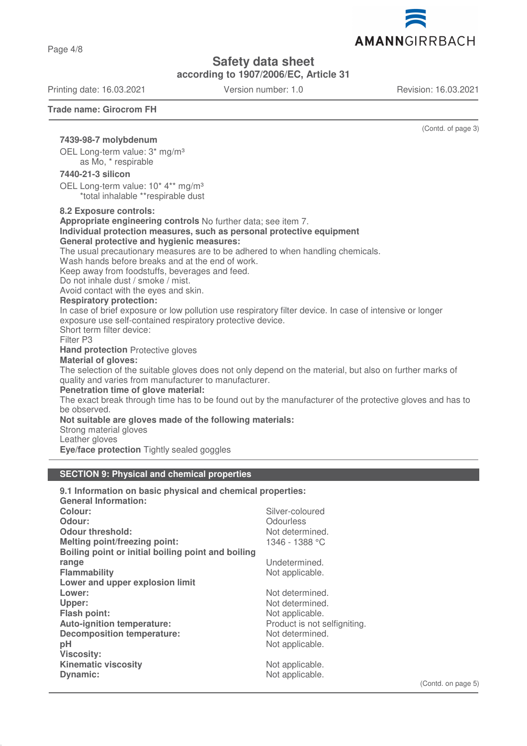(Contd. of page 3)

**7439-98-7 molybdenum**

OEL Long-term value: 3* mg/m³
as Mo, * respirable

**7440-21-3 silicon**

OEL Long-term value: 10* 4** mg/m³
*total inhalable **respirable dust

**8.2 Exposure controls:**
**Appropriate engineering controls** No further data; see item 7.
**Individual protection measures, such as personal protective equipment**
**General protective and hygienic measures:**
The usual precautionary measures are to be adhered to when handling chemicals.
Wash hands before breaks and at the end of work.
Keep away from foodstuffs, beverages and feed.
Do not inhale dust / smoke / mist.
Avoid contact with the eyes and skin.
**Respiratory protection:**
In case of brief exposure or low pollution use respiratory filter device. In case of intensive or longer exposure use self-contained respiratory protective device.
Short term filter device:
Filter P3
**Hand protection** Protective gloves
**Material of gloves:**
The selection of the suitable gloves does not only depend on the material, but also on further marks of quality and varies from manufacturer to manufacturer.
**Penetration time of glove material:**
The exact break through time has to be found out by the manufacturer of the protective gloves and has to be observed.
**Not suitable are gloves made of the following materials:**
Strong material gloves
Leather gloves
**Eye/face protection** Tightly sealed goggles

## SECTION 9: Physical and chemical properties

**9.1 Information on basic physical and chemical properties:**
**General Information:**

| | |
|---|---|
| **Colour:** | Silver-coloured |
| **Odour:** | Odourless |
| **Odour threshold:** | Not determined. |
| **Melting point/freezing point:** | 1346 - 1388 °C |
| **Boiling point or initial boiling point and boiling range** | Undetermined. |
| **Flammability** | Not applicable. |
| **Lower and upper explosion limit** | |
| **Lower:** | Not determined. |
| **Upper:** | Not determined. |
| **Flash point:** | Not applicable. |
| **Auto-ignition temperature:** | Product is not selfigniting. |
| **Decomposition temperature:** | Not determined. |
| **pH** | Not applicable. |
| **Viscosity:** | |
| **Kinematic viscosity** | Not applicable. |
| **Dynamic:** | Not applicable. |

(Contd. on page 5)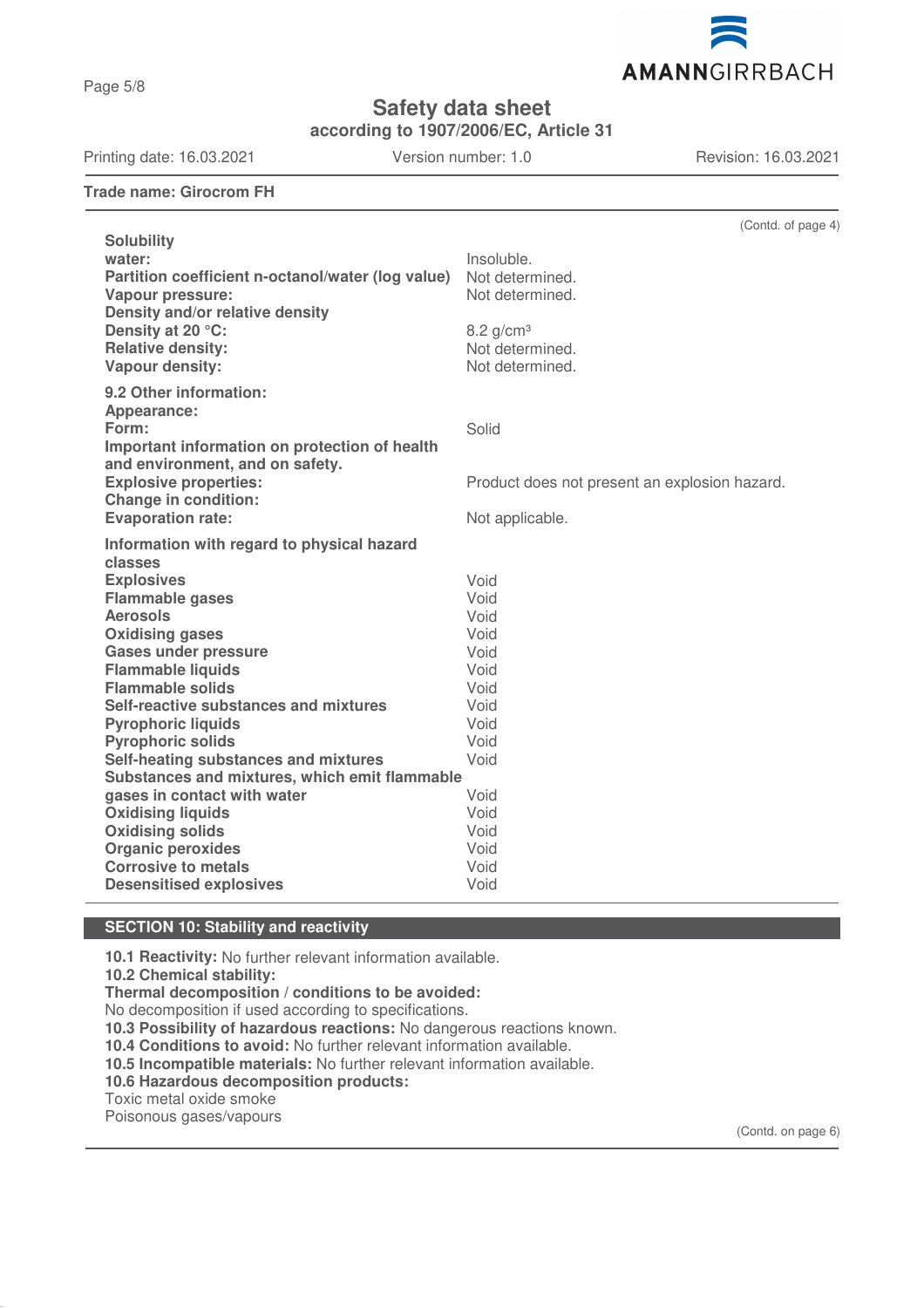**Trade name: Girocrom FH**

(Contd. of page 4)

| | |
|---|---|
| **Solubility** | |
| **water:** | Insoluble. |
| **Partition coefficient n-octanol/water (log value)** | Not determined. |
| **Vapour pressure:** | Not determined. |
| **Density and/or relative density** | |
| **Density at 20 °C:** | 8.2 g/cm³ |
| **Relative density:** | Not determined. |
| **Vapour density:** | Not determined. |
| **9.2 Other information:** | |
| **Appearance:** | |
| **Form:** | Solid |
| **Important information on protection of health and environment, and on safety.** | |
| **Explosive properties:** | Product does not present an explosion hazard. |
| **Change in condition:** | |
| **Evaporation rate:** | Not applicable. |
| **Information with regard to physical hazard classes** | |
| **Explosives** | Void |
| **Flammable gases** | Void |
| **Aerosols** | Void |
| **Oxidising gases** | Void |
| **Gases under pressure** | Void |
| **Flammable liquids** | Void |
| **Flammable solids** | Void |
| **Self-reactive substances and mixtures** | Void |
| **Pyrophoric liquids** | Void |
| **Pyrophoric solids** | Void |
| **Self-heating substances and mixtures** | Void |
| **Substances and mixtures, which emit flammable gases in contact with water** | Void |
| **Oxidising liquids** | Void |
| **Oxidising solids** | Void |
| **Organic peroxides** | Void |
| **Corrosive to metals** | Void |
| **Desensitised explosives** | Void |

## SECTION 10: Stability and reactivity

**10.1 Reactivity:** No further relevant information available.
**10.2 Chemical stability:**
**Thermal decomposition / conditions to be avoided:**
No decomposition if used according to specifications.
**10.3 Possibility of hazardous reactions:** No dangerous reactions known.
**10.4 Conditions to avoid:** No further relevant information available.
**10.5 Incompatible materials:** No further relevant information available.
**10.6 Hazardous decomposition products:**
Toxic metal oxide smoke
Poisonous gases/vapours

(Contd. on page 6)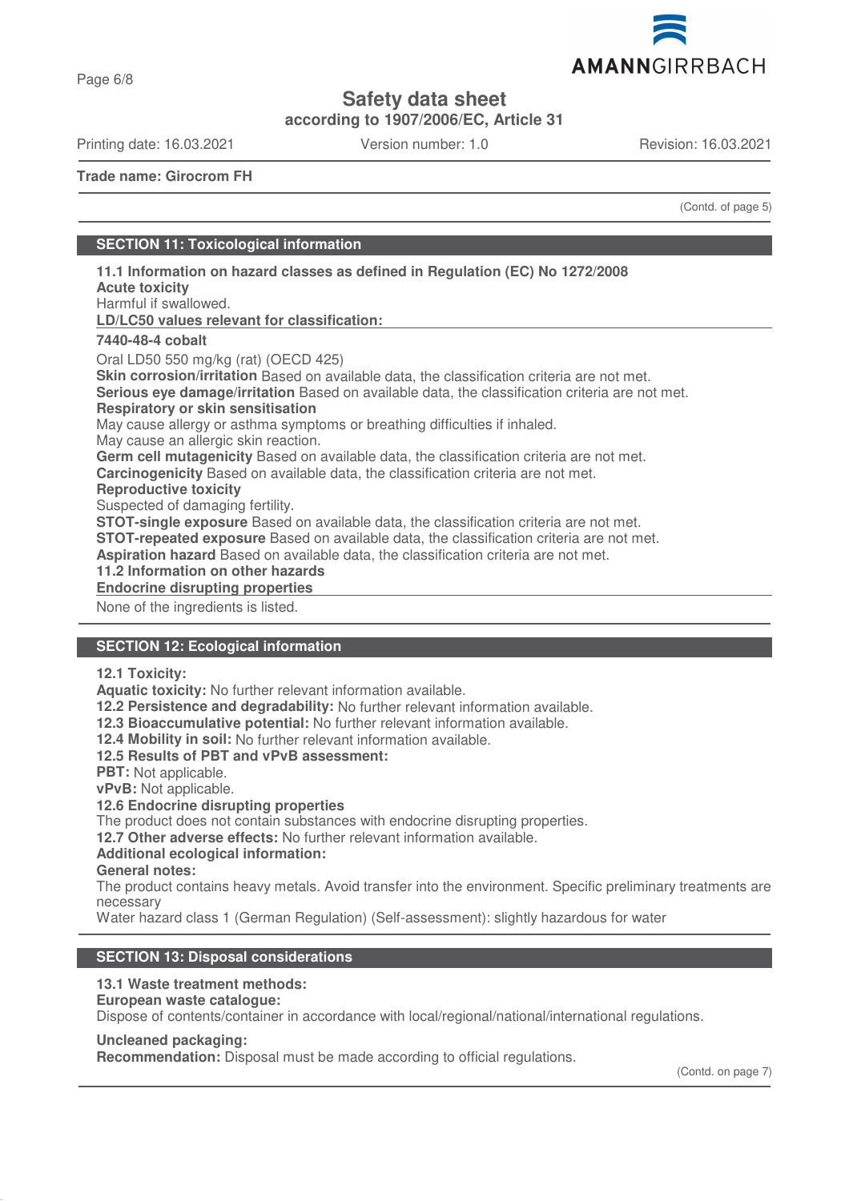**Trade name: Girocrom FH**

(Contd. of page 5)

## SECTION 11: Toxicological information

**11.1 Information on hazard classes as defined in Regulation (EC) No 1272/2008**

**Acute toxicity**

Harmful if swallowed.

**LD/LC50 values relevant for classification:**

**7440-48-4 cobalt**

Oral LD50 550 mg/kg (rat) (OECD 425)

**Skin corrosion/irritation** Based on available data, the classification criteria are not met.

**Serious eye damage/irritation** Based on available data, the classification criteria are not met.

**Respiratory or skin sensitisation**

May cause allergy or asthma symptoms or breathing difficulties if inhaled.

May cause an allergic skin reaction.

**Germ cell mutagenicity** Based on available data, the classification criteria are not met.

**Carcinogenicity** Based on available data, the classification criteria are not met.

**Reproductive toxicity**

Suspected of damaging fertility.

**STOT-single exposure** Based on available data, the classification criteria are not met.

**STOT-repeated exposure** Based on available data, the classification criteria are not met.

**Aspiration hazard** Based on available data, the classification criteria are not met.

**11.2 Information on other hazards**

**Endocrine disrupting properties**

None of the ingredients is listed.

## SECTION 12: Ecological information

**12.1 Toxicity:**

**Aquatic toxicity:** No further relevant information available.

**12.2 Persistence and degradability:** No further relevant information available.

**12.3 Bioaccumulative potential:** No further relevant information available.

**12.4 Mobility in soil:** No further relevant information available.

**12.5 Results of PBT and vPvB assessment:**

**PBT:** Not applicable.

**vPvB:** Not applicable.

**12.6 Endocrine disrupting properties**

The product does not contain substances with endocrine disrupting properties.

**12.7 Other adverse effects:** No further relevant information available.

**Additional ecological information:**

**General notes:**

The product contains heavy metals. Avoid transfer into the environment. Specific preliminary treatments are necessary

Water hazard class 1 (German Regulation) (Self-assessment): slightly hazardous for water

## SECTION 13: Disposal considerations

**13.1 Waste treatment methods:**

**European waste catalogue:**

Dispose of contents/container in accordance with local/regional/national/international regulations.

**Uncleaned packaging:**

**Recommendation:** Disposal must be made according to official regulations.

(Contd. on page 7)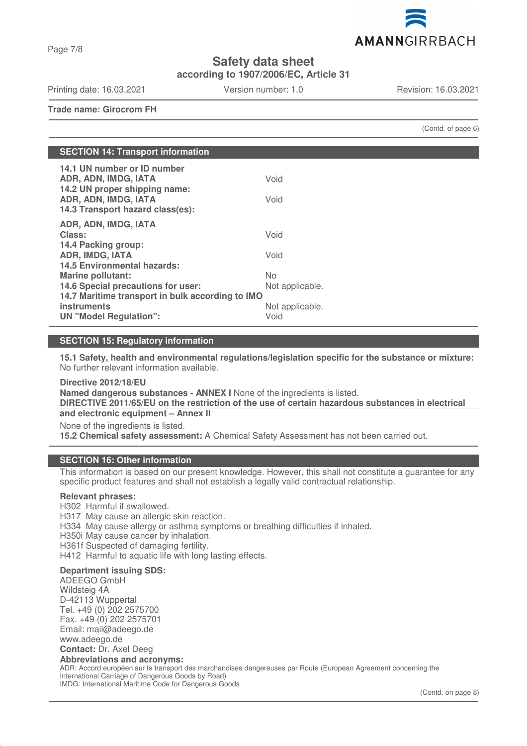Safety data sheet
according to 1907/2006/EC, Article 31

Printing date: 16.03.2021 Version number: 1.0 Revision: 16.03.2021

**Trade name: Girocrom FH**

(Contd. of page 6)

## SECTION 14: Transport information

| | |
|---|---|
| **14.1 UN number or ID number** | |
| **ADR, ADN, IMDG, IATA** | Void |
| **14.2 UN proper shipping name:** | |
| **ADR, ADN, IMDG, IATA** | Void |
| **14.3 Transport hazard class(es):** | |
| **ADR, ADN, IMDG, IATA** | |
| **Class:** | Void |
| **14.4 Packing group:** | |
| **ADR, IMDG, IATA** | Void |
| **14.5 Environmental hazards:** | |
| **Marine pollutant:** | No |
| **14.6 Special precautions for user:** | Not applicable. |
| **14.7 Maritime transport in bulk according to IMO instruments** | Not applicable. |
| **UN "Model Regulation":** | Void |

## SECTION 15: Regulatory information

**15.1 Safety, health and environmental regulations/legislation specific for the substance or mixture:**
No further relevant information available.

**Directive 2012/18/EU**
**Named dangerous substances - ANNEX I** None of the ingredients is listed.
**DIRECTIVE 2011/65/EU on the restriction of the use of certain hazardous substances in electrical and electronic equipment – Annex II**
None of the ingredients is listed.
**15.2 Chemical safety assessment:** A Chemical Safety Assessment has not been carried out.

## SECTION 16: Other information

This information is based on our present knowledge. However, this shall not constitute a guarantee for any specific product features and shall not establish a legally valid contractual relationship.

**Relevant phrases:**
H302 Harmful if swallowed.
H317 May cause an allergic skin reaction.
H334 May cause allergy or asthma symptoms or breathing difficulties if inhaled.
H350i May cause cancer by inhalation.
H361f Suspected of damaging fertility.
H412 Harmful to aquatic life with long lasting effects.

**Department issuing SDS:**
ADEEGO GmbH
Wildsteig 4A
D-42113 Wuppertal
Tel. +49 (0) 202 2575700
Fax. +49 (0) 202 2575701
Email: mail@adeego.de
www.adeego.de
**Contact:** Dr. Axel Deeg
**Abbreviations and acronyms:**
ADR: Accord européen sur le transport des marchandises dangereuses par Route (European Agreement concerning the International Carriage of Dangerous Goods by Road)
IMDG: International Maritime Code for Dangerous Goods

(Contd. on page 8)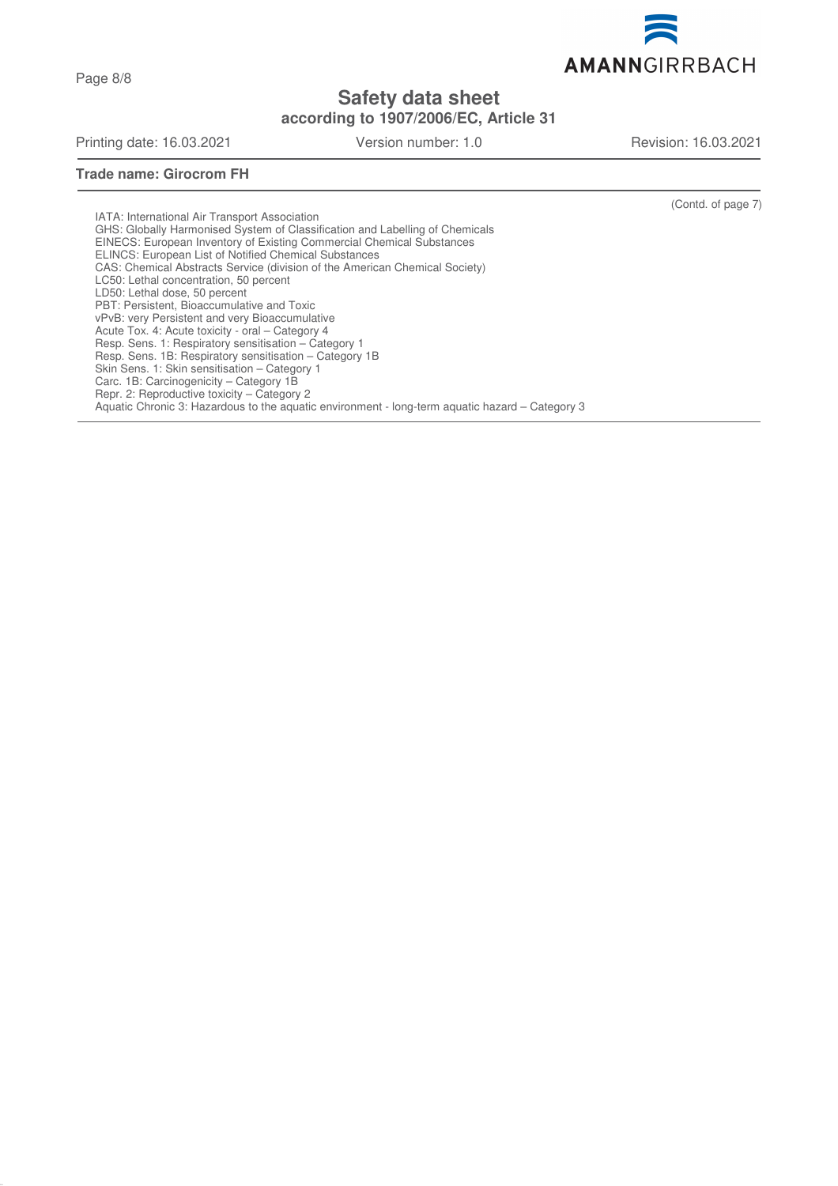(Contd. of page 7)

IATA: International Air Transport Association
GHS: Globally Harmonised System of Classification and Labelling of Chemicals
EINECS: European Inventory of Existing Commercial Chemical Substances
ELINCS: European List of Notified Chemical Substances
CAS: Chemical Abstracts Service (division of the American Chemical Society)
LC50: Lethal concentration, 50 percent
LD50: Lethal dose, 50 percent
PBT: Persistent, Bioaccumulative and Toxic
vPvB: very Persistent and very Bioaccumulative
Acute Tox. 4: Acute toxicity - oral – Category 4
Resp. Sens. 1: Respiratory sensitisation – Category 1
Resp. Sens. 1B: Respiratory sensitisation – Category 1B
Skin Sens. 1: Skin sensitisation – Category 1
Carc. 1B: Carcinogenicity – Category 1B
Repr. 2: Reproductive toxicity – Category 2
Aquatic Chronic 3: Hazardous to the aquatic environment - long-term aquatic hazard – Category 3